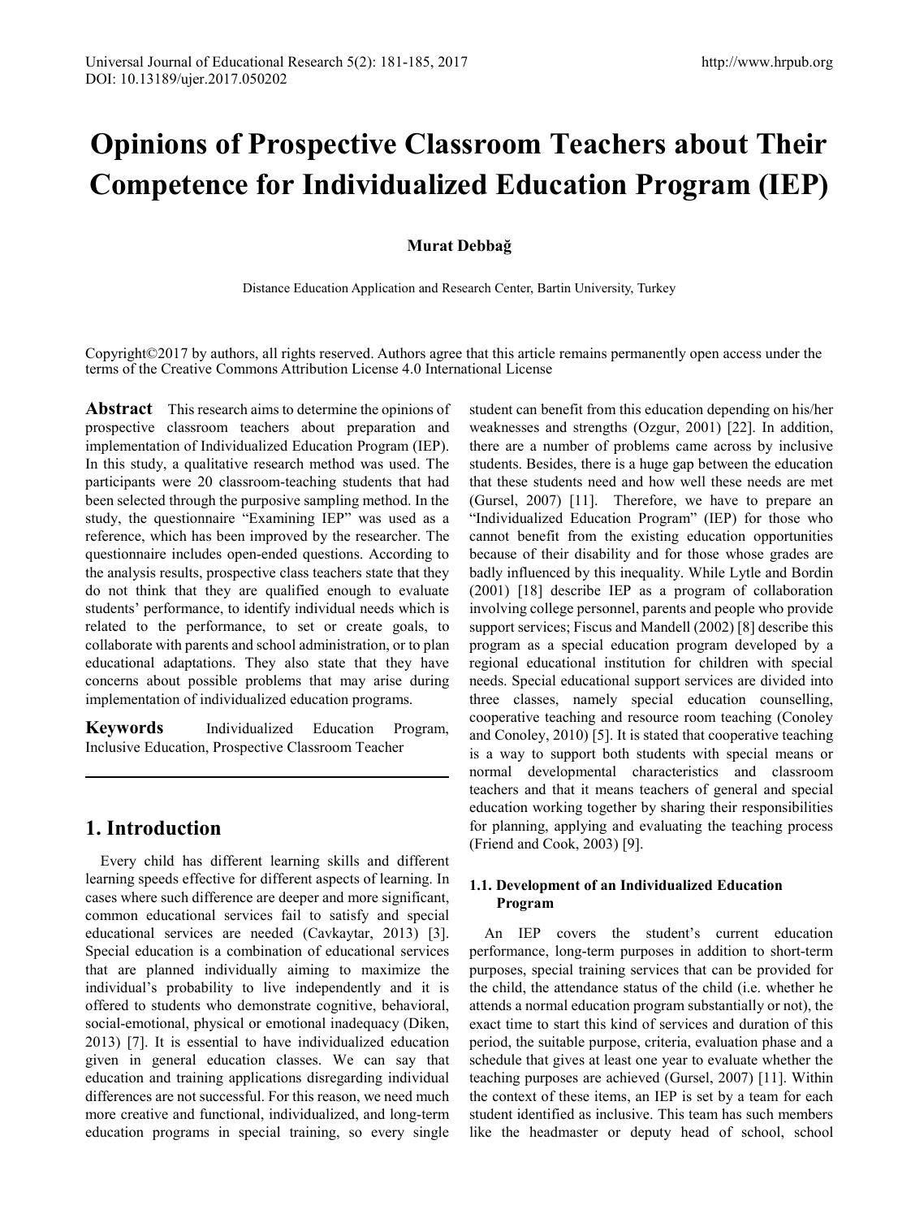# Opinions of Prospective Classroom Teachers about Their Competence for Individualized Education Program (IEP)

**Murat Debbağ**

Distance Education Application and Research Center, Bartin University, Turkey

Copyright©2017 by authors, all rights reserved. Authors agree that this article remains permanently open access under the terms of the Creative Commons Attribution License 4.0 International License

**Abstract** This research aims to determine the opinions of prospective classroom teachers about preparation and implementation of Individualized Education Program (IEP). In this study, a qualitative research method was used. The participants were 20 classroom-teaching students that had been selected through the purposive sampling method. In the study, the questionnaire "Examining IEP" was used as a reference, which has been improved by the researcher. The questionnaire includes open-ended questions. According to the analysis results, prospective class teachers state that they do not think that they are qualified enough to evaluate students' performance, to identify individual needs which is related to the performance, to set or create goals, to collaborate with parents and school administration, or to plan educational adaptations. They also state that they have concerns about possible problems that may arise during implementation of individualized education programs.

**Keywords** Individualized Education Program, Inclusive Education, Prospective Classroom Teacher

## 1. Introduction

Every child has different learning skills and different learning speeds effective for different aspects of learning. In cases where such difference are deeper and more significant, common educational services fail to satisfy and special educational services are needed (Cavkaytar, 2013) [3]. Special education is a combination of educational services that are planned individually aiming to maximize the individual's probability to live independently and it is offered to students who demonstrate cognitive, behavioral, social-emotional, physical or emotional inadequacy (Diken, 2013) [7]. It is essential to have individualized education given in general education classes. We can say that education and training applications disregarding individual differences are not successful. For this reason, we need much more creative and functional, individualized, and long-term education programs in special training, so every single student can benefit from this education depending on his/her weaknesses and strengths (Ozgur, 2001) [22]. In addition, there are a number of problems came across by inclusive students. Besides, there is a huge gap between the education that these students need and how well these needs are met (Gursel, 2007) [11]. Therefore, we have to prepare an "Individualized Education Program" (IEP) for those who cannot benefit from the existing education opportunities because of their disability and for those whose grades are badly influenced by this inequality. While Lytle and Bordin (2001) [18] describe IEP as a program of collaboration involving college personnel, parents and people who provide support services; Fiscus and Mandell (2002) [8] describe this program as a special education program developed by a regional educational institution for children with special needs. Special educational support services are divided into three classes, namely special education counselling, cooperative teaching and resource room teaching (Conoley and Conoley, 2010) [5]. It is stated that cooperative teaching is a way to support both students with special means or normal developmental characteristics and classroom teachers and that it means teachers of general and special education working together by sharing their responsibilities for planning, applying and evaluating the teaching process (Friend and Cook, 2003) [9].

### 1.1. Development of an Individualized Education Program

An IEP covers the student's current education performance, long-term purposes in addition to short-term purposes, special training services that can be provided for the child, the attendance status of the child (i.e. whether he attends a normal education program substantially or not), the exact time to start this kind of services and duration of this period, the suitable purpose, criteria, evaluation phase and a schedule that gives at least one year to evaluate whether the teaching purposes are achieved (Gursel, 2007) [11]. Within the context of these items, an IEP is set by a team for each student identified as inclusive. This team has such members like the headmaster or deputy head of school, school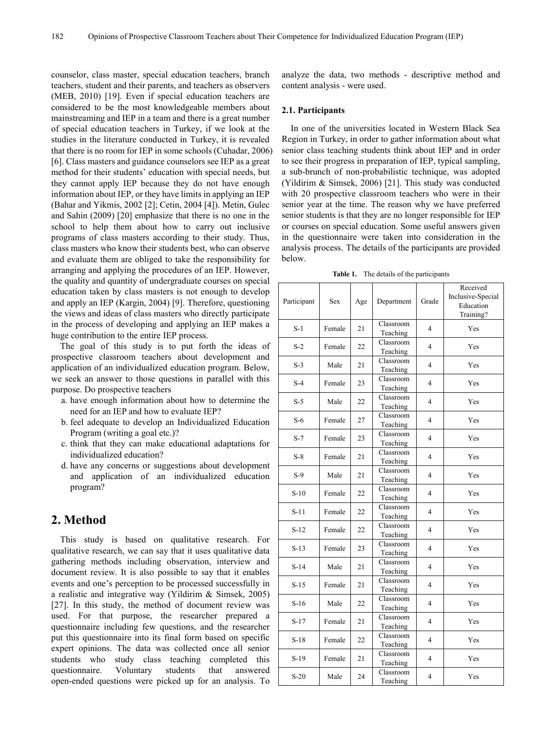counselor, class master, special education teachers, branch teachers, student and their parents, and teachers as observers (MEB, 2010) [19]. Even if special education teachers are considered to be the most knowledgeable members about mainstreaming and IEP in a team and there is a great number of special education teachers in Turkey, if we look at the studies in the literature conducted in Turkey, it is revealed that there is no room for IEP in some schools (Cuhadar, 2006) [6]. Class masters and guidance counselors see IEP as a great method for their students' education with special needs, but they cannot apply IEP because they do not have enough information about IEP, or they have limits in applying an IEP (Bahar and Yikmis, 2002 [2]; Cetin, 2004 [4]). Metin, Gulec and Sahin (2009) [20] emphasize that there is no one in the school to help them about how to carry out inclusive programs of class masters according to their study. Thus, class masters who know their students best, who can observe and evaluate them are obliged to take the responsibility for arranging and applying the procedures of an IEP. However, the quality and quantity of undergraduate courses on special education taken by class masters is not enough to develop and apply an IEP (Kargin, 2004) [9]. Therefore, questioning the views and ideas of class masters who directly participate in the process of developing and applying an IEP makes a huge contribution to the entire IEP process.

The goal of this study is to put forth the ideas of prospective classroom teachers about development and application of an individualized education program. Below, we seek an answer to those questions in parallel with this purpose. Do prospective teachers

a. have enough information about how to determine the need for an IEP and how to evaluate IEP?
b. feel adequate to develop an Individualized Education Program (writing a goal etc.)?
c. think that they can make educational adaptations for individualized education?
d. have any concerns or suggestions about development and application of an individualized education program?

## 2. Method

This study is based on qualitative research. For qualitative research, we can say that it uses qualitative data gathering methods including observation, interview and document review. It is also possible to say that it enables events and one's perception to be processed successfully in a realistic and integrative way (Yildirim & Simsek, 2005) [27]. In this study, the method of document review was used. For that purpose, the researcher prepared a questionnaire including few questions, and the researcher put this questionnaire into its final form based on specific expert opinions. The data was collected once all senior students who study class teaching completed this questionnaire. Voluntary students that answered open-ended questions were picked up for an analysis. To analyze the data, two methods - descriptive method and content analysis - were used.

### 2.1. Participants

In one of the universities located in Western Black Sea Region in Turkey, in order to gather information about what senior class teaching students think about IEP and in order to see their progress in preparation of IEP, typical sampling, a sub-brunch of non-probabilistic technique, was adopted (Yildirim & Simsek, 2006) [21]. This study was conducted with 20 prospective classroom teachers who were in their senior year at the time. The reason why we have preferred senior students is that they are no longer responsible for IEP or courses on special education. Some useful answers given in the questionnaire were taken into consideration in the analysis process. The details of the participants are provided below.

**Table 1.** The details of the participants

| Participant | Sex | Age | Department | Grade | Received Inclusive-Special Education Training? |
|---|---|---|---|---|---|
| S-1 | Female | 21 | Classroom Teaching | 4 | Yes |
| S-2 | Female | 22 | Classroom Teaching | 4 | Yes |
| S-3 | Male | 21 | Classroom Teaching | 4 | Yes |
| S-4 | Female | 23 | Classroom Teaching | 4 | Yes |
| S-5 | Male | 22 | Classroom Teaching | 4 | Yes |
| S-6 | Female | 27 | Classroom Teaching | 4 | Yes |
| S-7 | Female | 23 | Classroom Teaching | 4 | Yes |
| S-8 | Female | 21 | Classroom Teaching | 4 | Yes |
| S-9 | Male | 21 | Classroom Teaching | 4 | Yes |
| S-10 | Female | 22 | Classroom Teaching | 4 | Yes |
| S-11 | Female | 22 | Classroom Teaching | 4 | Yes |
| S-12 | Female | 22 | Classroom Teaching | 4 | Yes |
| S-13 | Female | 23 | Classroom Teaching | 4 | Yes |
| S-14 | Male | 21 | Classroom Teaching | 4 | Yes |
| S-15 | Female | 21 | Classroom Teaching | 4 | Yes |
| S-16 | Male | 22 | Classroom Teaching | 4 | Yes |
| S-17 | Female | 21 | Classroom Teaching | 4 | Yes |
| S-18 | Female | 22 | Classroom Teaching | 4 | Yes |
| S-19 | Female | 21 | Classroom Teaching | 4 | Yes |
| S-20 | Male | 24 | Classroom Teaching | 4 | Yes |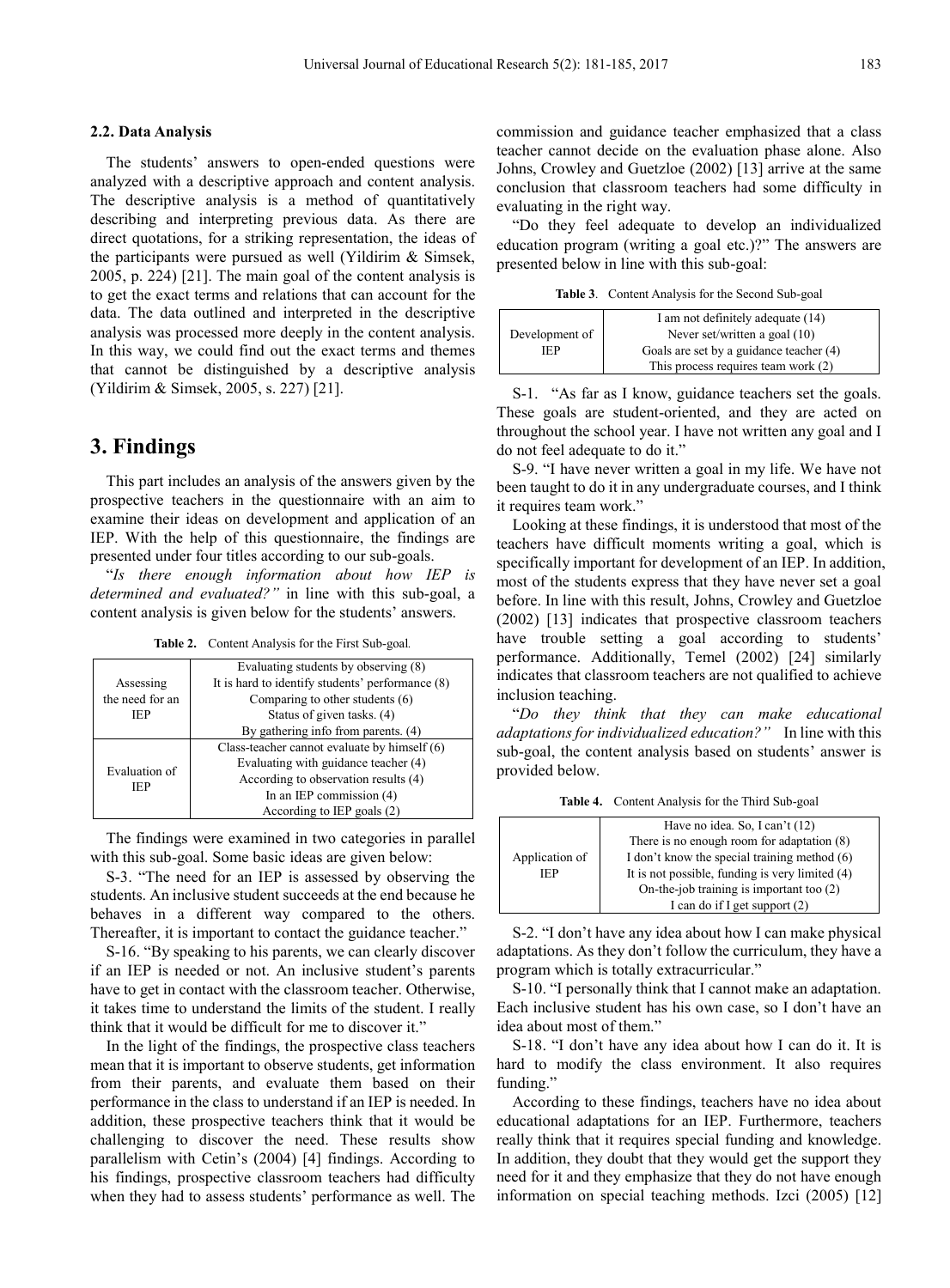### 2.2. Data Analysis

The students' answers to open-ended questions were analyzed with a descriptive approach and content analysis. The descriptive analysis is a method of quantitatively describing and interpreting previous data. As there are direct quotations, for a striking representation, the ideas of the participants were pursued as well (Yildirim & Simsek, 2005, p. 224) [21]. The main goal of the content analysis is to get the exact terms and relations that can account for the data. The data outlined and interpreted in the descriptive analysis was processed more deeply in the content analysis. In this way, we could find out the exact terms and themes that cannot be distinguished by a descriptive analysis (Yildirim & Simsek, 2005, s. 227) [21].

## 3. Findings

This part includes an analysis of the answers given by the prospective teachers in the questionnaire with an aim to examine their ideas on development and application of an IEP. With the help of this questionnaire, the findings are presented under four titles according to our sub-goals.

"*Is there enough information about how IEP is determined and evaluated?"* in line with this sub-goal, a content analysis is given below for the students' answers.

**Table 2.** Content Analysis for the First Sub-goal.

| | |
|---|---|
| Assessing the need for an IEP | Evaluating students by observing (8) |
| | It is hard to identify students' performance (8) |
| | Comparing to other students (6) |
| | Status of given tasks. (4) |
| | By gathering info from parents. (4) |
| Evaluation of IEP | Class-teacher cannot evaluate by himself (6) |
| | Evaluating with guidance teacher (4) |
| | According to observation results (4) |
| | In an IEP commission (4) |
| | According to IEP goals (2) |

The findings were examined in two categories in parallel with this sub-goal. Some basic ideas are given below:

S-3. "The need for an IEP is assessed by observing the students. An inclusive student succeeds at the end because he behaves in a different way compared to the others. Thereafter, it is important to contact the guidance teacher."

S-16. "By speaking to his parents, we can clearly discover if an IEP is needed or not. An inclusive student's parents have to get in contact with the classroom teacher. Otherwise, it takes time to understand the limits of the student. I really think that it would be difficult for me to discover it."

In the light of the findings, the prospective class teachers mean that it is important to observe students, get information from their parents, and evaluate them based on their performance in the class to understand if an IEP is needed. In addition, these prospective teachers think that it would be challenging to discover the need. These results show parallelism with Cetin's (2004) [4] findings. According to his findings, prospective classroom teachers had difficulty when they had to assess students' performance as well. The commission and guidance teacher emphasized that a class teacher cannot decide on the evaluation phase alone. Also Johns, Crowley and Guetzloe (2002) [13] arrive at the same conclusion that classroom teachers had some difficulty in evaluating in the right way.

"Do they feel adequate to develop an individualized education program (writing a goal etc.)?" The answers are presented below in line with this sub-goal:

**Table 3**. Content Analysis for the Second Sub-goal

| | |
|---|---|
| Development of IEP | I am not definitely adequate (14) |
| | Never set/written a goal (10) |
| | Goals are set by a guidance teacher (4) |
| | This process requires team work (2) |

S-1. "As far as I know, guidance teachers set the goals. These goals are student-oriented, and they are acted on throughout the school year. I have not written any goal and I do not feel adequate to do it."

S-9. "I have never written a goal in my life. We have not been taught to do it in any undergraduate courses, and I think it requires team work."

Looking at these findings, it is understood that most of the teachers have difficult moments writing a goal, which is specifically important for development of an IEP. In addition, most of the students express that they have never set a goal before. In line with this result, Johns, Crowley and Guetzloe (2002) [13] indicates that prospective classroom teachers have trouble setting a goal according to students' performance. Additionally, Temel (2002) [24] similarly indicates that classroom teachers are not qualified to achieve inclusion teaching.

"*Do they think that they can make educational adaptations for individualized education?"* In line with this sub-goal, the content analysis based on students' answer is provided below.

**Table 4.** Content Analysis for the Third Sub-goal

| | |
|---|---|
| Application of IEP | Have no idea. So, I can't (12) |
| | There is no enough room for adaptation (8) |
| | I don't know the special training method (6) |
| | It is not possible, funding is very limited (4) |
| | On-the-job training is important too (2) |
| | I can do if I get support (2) |

S-2. "I don't have any idea about how I can make physical adaptations. As they don't follow the curriculum, they have a program which is totally extracurricular."

S-10. "I personally think that I cannot make an adaptation. Each inclusive student has his own case, so I don't have an idea about most of them."

S-18. "I don't have any idea about how I can do it. It is hard to modify the class environment. It also requires funding."

According to these findings, teachers have no idea about educational adaptations for an IEP. Furthermore, teachers really think that it requires special funding and knowledge. In addition, they doubt that they would get the support they need for it and they emphasize that they do not have enough information on special teaching methods. Izci (2005) [12]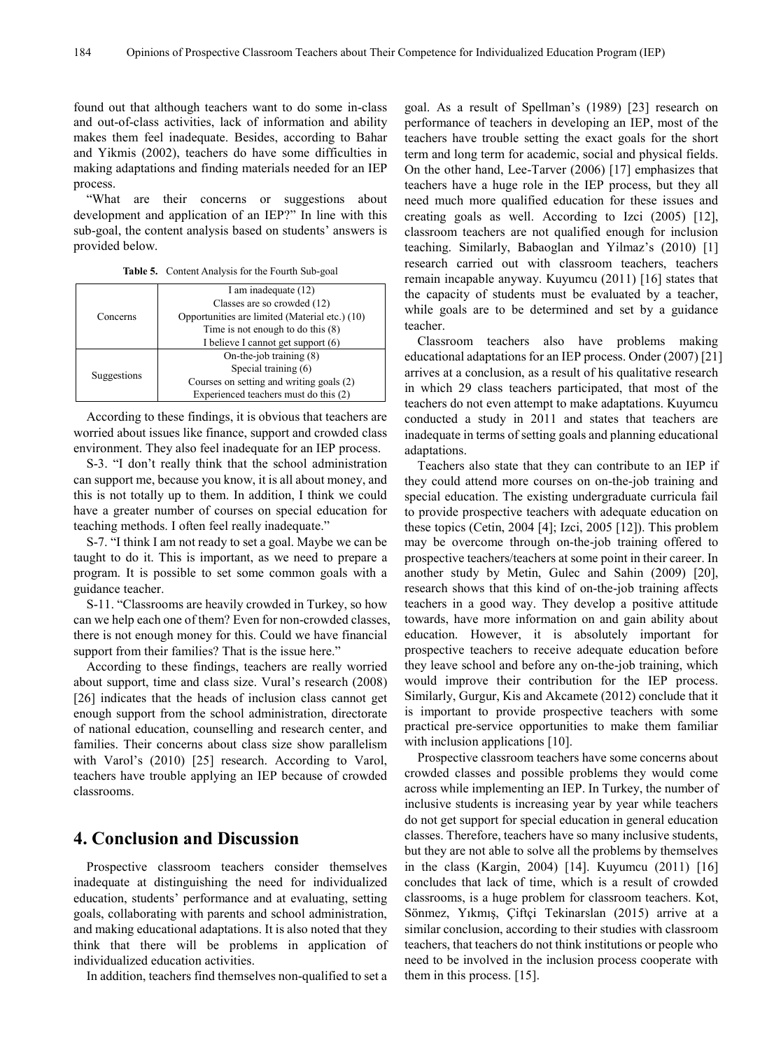found out that although teachers want to do some in-class and out-of-class activities, lack of information and ability makes them feel inadequate. Besides, according to Bahar and Yikmis (2002), teachers do have some difficulties in making adaptations and finding materials needed for an IEP process.

"What are their concerns or suggestions about development and application of an IEP?" In line with this sub-goal, the content analysis based on students' answers is provided below.

**Table 5.** Content Analysis for the Fourth Sub-goal

| | |
|---|---|
| Concerns | I am inadequate (12)<br>Classes are so crowded (12)<br>Opportunities are limited (Material etc.) (10)<br>Time is not enough to do this (8)<br>I believe I cannot get support (6) |
| Suggestions | On-the-job training (8)<br>Special training (6)<br>Courses on setting and writing goals (2)<br>Experienced teachers must do this (2) |

According to these findings, it is obvious that teachers are worried about issues like finance, support and crowded class environment. They also feel inadequate for an IEP process.

S-3. "I don't really think that the school administration can support me, because you know, it is all about money, and this is not totally up to them. In addition, I think we could have a greater number of courses on special education for teaching methods. I often feel really inadequate."

S-7. "I think I am not ready to set a goal. Maybe we can be taught to do it. This is important, as we need to prepare a program. It is possible to set some common goals with a guidance teacher.

S-11. "Classrooms are heavily crowded in Turkey, so how can we help each one of them? Even for non-crowded classes, there is not enough money for this. Could we have financial support from their families? That is the issue here."

According to these findings, teachers are really worried about support, time and class size. Vural's research (2008) [26] indicates that the heads of inclusion class cannot get enough support from the school administration, directorate of national education, counselling and research center, and families. Their concerns about class size show parallelism with Varol's (2010) [25] research. According to Varol, teachers have trouble applying an IEP because of crowded classrooms.

## 4. Conclusion and Discussion

Prospective classroom teachers consider themselves inadequate at distinguishing the need for individualized education, students' performance and at evaluating, setting goals, collaborating with parents and school administration, and making educational adaptations. It is also noted that they think that there will be problems in application of individualized education activities.

In addition, teachers find themselves non-qualified to set a goal. As a result of Spellman's (1989) [23] research on performance of teachers in developing an IEP, most of the teachers have trouble setting the exact goals for the short term and long term for academic, social and physical fields. On the other hand, Lee-Tarver (2006) [17] emphasizes that teachers have a huge role in the IEP process, but they all need much more qualified education for these issues and creating goals as well. According to Izci (2005) [12], classroom teachers are not qualified enough for inclusion teaching. Similarly, Babaoglan and Yilmaz's (2010) [1] research carried out with classroom teachers, teachers remain incapable anyway. Kuyumcu (2011) [16] states that the capacity of students must be evaluated by a teacher, while goals are to be determined and set by a guidance teacher.

Classroom teachers also have problems making educational adaptations for an IEP process. Onder (2007) [21] arrives at a conclusion, as a result of his qualitative research in which 29 class teachers participated, that most of the teachers do not even attempt to make adaptations. Kuyumcu conducted a study in 2011 and states that teachers are inadequate in terms of setting goals and planning educational adaptations.

Teachers also state that they can contribute to an IEP if they could attend more courses on on-the-job training and special education. The existing undergraduate curricula fail to provide prospective teachers with adequate education on these topics (Cetin, 2004 [4]; Izci, 2005 [12]). This problem may be overcome through on-the-job training offered to prospective teachers/teachers at some point in their career. In another study by Metin, Gulec and Sahin (2009) [20], research shows that this kind of on-the-job training affects teachers in a good way. They develop a positive attitude towards, have more information on and gain ability about education. However, it is absolutely important for prospective teachers to receive adequate education before they leave school and before any on-the-job training, which would improve their contribution for the IEP process. Similarly, Gurgur, Kis and Akcamete (2012) conclude that it is important to provide prospective teachers with some practical pre-service opportunities to make them familiar with inclusion applications [10].

Prospective classroom teachers have some concerns about crowded classes and possible problems they would come across while implementing an IEP. In Turkey, the number of inclusive students is increasing year by year while teachers do not get support for special education in general education classes. Therefore, teachers have so many inclusive students, but they are not able to solve all the problems by themselves in the class (Kargin, 2004) [14]. Kuyumcu (2011) [16] concludes that lack of time, which is a result of crowded classrooms, is a huge problem for classroom teachers. Kot, Sönmez, Yıkmış, Çiftçi Tekinarslan (2015) arrive at a similar conclusion, according to their studies with classroom teachers, that teachers do not think institutions or people who need to be involved in the inclusion process cooperate with them in this process. [15].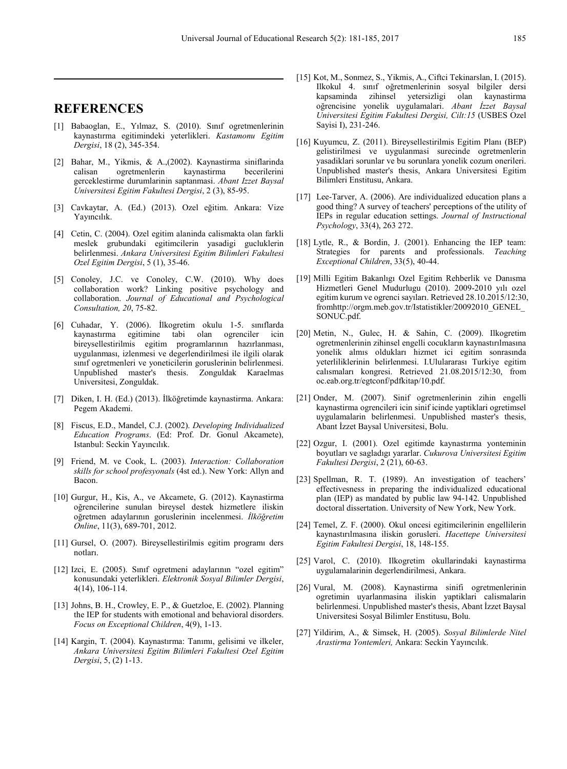## REFERENCES

[1] Babaoglan, E., Yılmaz, S. (2010). Sınıf ogretmenlerinin kaynastırma egitimindeki yeterlikleri. *Kastamonu Egitim Dergisi*, 18 (2), 345-354.

[2] Bahar, M., Yikmis, & A.,(2002). Kaynastirma siniflarinda calisan ogretmenlerin kaynastirma becerilerini gerceklestirme durumlarinin saptanmasi. *Abant Izzet Baysal Universitesi Egitim Fakultesi Dergisi*, 2 (3), 85-95.

[3] Cavkaytar, A. (Ed.) (2013). Ozel eğitim. Ankara: Vize Yayıncılık.

[4] Cetin, C. (2004). Ozel egitim alaninda calismakta olan farkli meslek grubundaki egitimcilerin yasadigi gucluklerin belirlenmesi. *Ankara Universitesi Egitim Bilimleri Fakultesi Ozel Egitim Dergisi*, 5 (1), 35-46.

[5] Conoley, J.C. ve Conoley, C.W. (2010). Why does collaboration work? Linking positive psychology and collaboration. *Journal of Educational and Psychological Consultation, 20*, 75-82.

[6] Cuhadar, Y. (2006). İlkogretim okulu 1-5. sınıflarda kaynastırma egitimine tabi olan ogrenciler icin bireysellestirilmis egitim programlarının hazırlanması, uygulanması, izlenmesi ve degerlendirilmesi ile ilgili olarak sınıf ogretmenleri ve yoneticilerin goruslerinin belirlenmesi. Unpublished master's thesis. Zonguldak Karaelmas Universitesi, Zonguldak.

[7] Diken, I. H. (Ed.) (2013). İlköğretimde kaynastirma. Ankara: Pegem Akademi.

[8] Fiscus, E.D., Mandel, C.J. (2002). *Developing Individualized Education Programs*. (Ed: Prof. Dr. Gonul Akcamete), Istanbul: Seckin Yayıncılık.

[9] Friend, M. ve Cook, L. (2003). *Interaction: Collaboration skills for school profesyonals* (4st ed.). New York: Allyn and Bacon.

[10] Gurgur, H., Kis, A., ve Akcamete, G. (2012). Kaynastirma oğrencilerine sunulan bireysel destek hizmetlere iliskin oğretmen adaylarının goruslerinin incelenmesi. *İlköğretim Online*, 11(3), 689-701, 2012.

[11] Gursel, O. (2007). Bireysellestirilmis egitim programı ders notları.

[12] Izci, E. (2005). Sınıf ogretmeni adaylarının "ozel egitim" konusundaki yeterlikleri. *Elektronik Sosyal Bilimler Dergisi*, 4(14), 106-114.

[13] Johns, B. H., Crowley, E. P., & Guetzloe, E. (2002). Planning the IEP for students with emotional and behavioral disorders. *Focus on Exceptional Children*, 4(9), 1-13.

[14] Kargin, T. (2004). Kaynastırma: Tanımı, gelisimi ve ilkeler, *Ankara Universitesi Egitim Bilimleri Fakultesi Ozel Egitim Dergisi*, 5, (2) 1-13.

[15] Kot, M., Sonmez, S., Yikmis, A., Ciftci Tekinarslan, I. (2015). Ilkokul 4. sınıf oğretmenlerinin sosyal bilgiler dersi kapsaminda zihinsel yetersizligi olan kaynastirma oğrencisine yonelik uygulamalari. *Abant İzzet Baysal Universitesi Egitim Fakultesi Dergisi, Cilt:15* (USBES Ozel Sayisi I), 231-246.

[16] Kuyumcu, Z. (2011). Bireysellestirilmis Egitim Planı (BEP) gelistirilmesi ve uygulanmasi surecinde ogretmenlerin yasadiklari sorunlar ve bu sorunlara yonelik cozum onerileri. Unpublished master's thesis, Ankara Universitesi Egitim Bilimleri Enstitusu, Ankara.

[17] Lee-Tarver, A. (2006). Are individualized education plans a good thing? A survey of teachers' perceptions of the utility of IEPs in regular education settings. *Journal of Instructional Psychology*, 33(4), 263 272.

[18] Lytle, R., & Bordin, J. (2001). Enhancing the IEP team: Strategies for parents and professionals. *Teaching Exceptional Children*, 33(5), 40-44.

[19] Milli Egitim Bakanlıgı Ozel Egitim Rehberlik ve Danısma Hizmetleri Genel Mudurlugu (2010). 2009-2010 yılı ozel egitim kurum ve ogrenci sayıları. Retrieved 28.10.2015/12:30, fromhttp://orgm.meb.gov.tr/Istatistikler/20092010_GENEL_SONUC.pdf.

[20] Metin, N., Gulec, H. & Sahin, C. (2009). Ilkogretim ogretmenlerinin zihinsel engelli cocukların kaynastırılmasına yonelik almıs oldukları hizmet ici egitim sonrasında yeterliliklerinin belirlenmesi. I.Ululararası Turkiye egitim calısmaları kongresi. Retrieved 21.08.2015/12:30, from oc.eab.org.tr/egtconf/pdfkitap/10.pdf.

[21] Onder, M. (2007). Sinif ogretmenlerinin zihin engelli kaynastirma ogrencileri icin sinif icinde yaptiklari ogretimsel uygulamalarin belirlenmesi. Unpublished master's thesis, Abant İzzet Baysal Universitesi, Bolu.

[22] Ozgur, I. (2001). Ozel egitimde kaynastırma yonteminin boyutları ve sagladıgı yararlar. *Cukurova Universitesi Egitim Fakultesi Dergisi*, 2 (21), 60-63.

[23] Spellman, R. T. (1989). An investigation of teachers' effectivesness in preparing the individualized educational plan (IEP) as mandated by public law 94-142. Unpublished doctoral dissertation. University of New York, New York.

[24] Temel, Z. F. (2000). Okul oncesi egitimcilerinin engellilerin kaynastırılmasına iliskin gorusleri. *Hacettepe Universitesi Egitim Fakultesi Dergisi*, 18, 148-155.

[25] Varol, C. (2010). Ilkogretim okullarindaki kaynastirma uygulamalarinin degerlendirilmesi, Ankara.

[26] Vural, M. (2008). Kaynastirma sinifi ogretmenlerinin ogretimin uyarlanmasina iliskin yaptiklari calismalarin belirlenmesi. Unpublished master's thesis, Abant İzzet Baysal Universitesi Sosyal Bilimler Enstitusu, Bolu.

[27] Yildirim, A., & Simsek, H. (2005). *Sosyal Bilimlerde Nitel Arastirma Yontemleri,* Ankara: Seckin Yayıncılık.